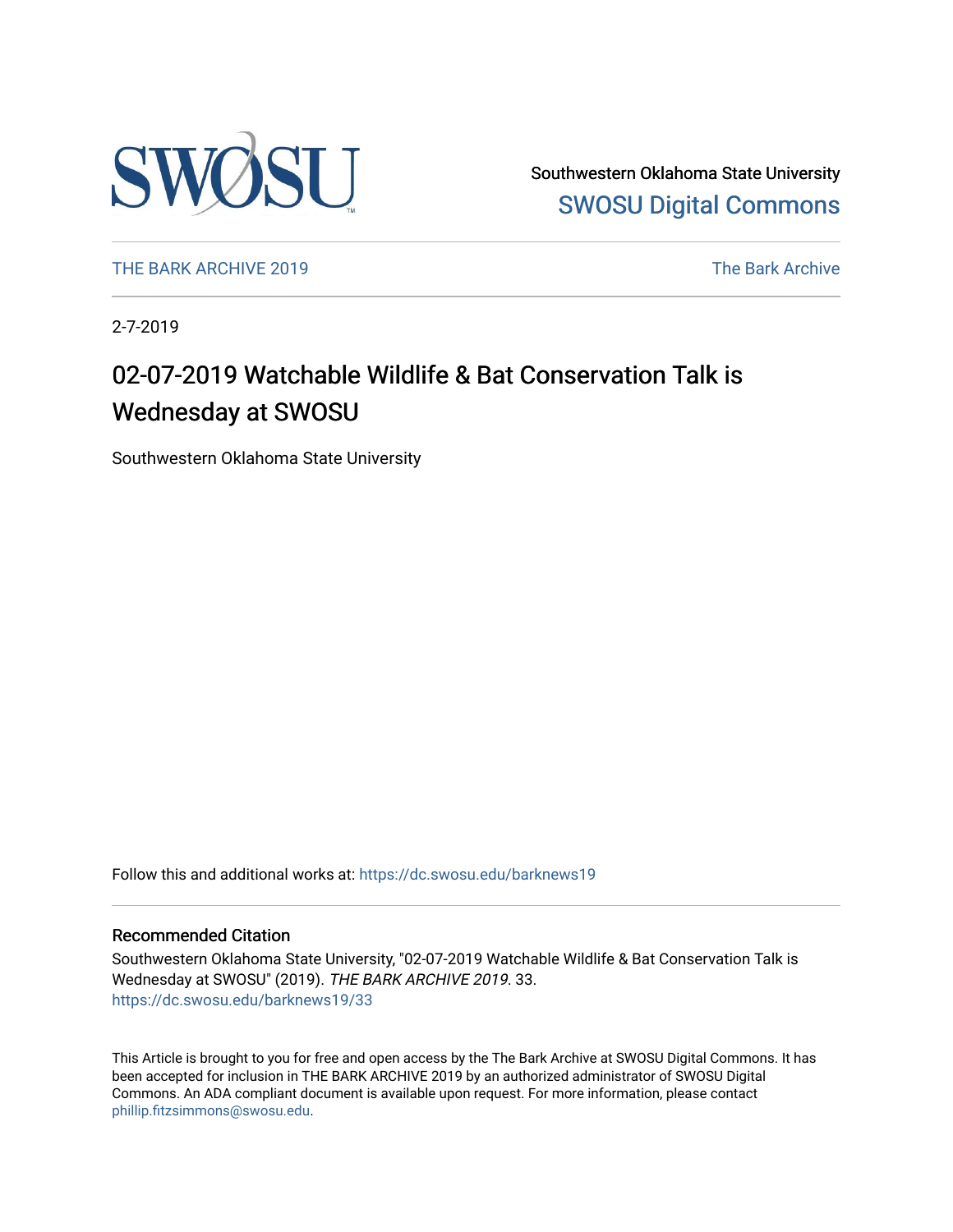Southwestern Oklahoma State University
SWOSU Digital Commons

THE BARK ARCHIVE 2019 | The Bark Archive

2-7-2019

# 02-07-2019 Watchable Wildlife & Bat Conservation Talk is Wednesday at SWOSU

Southwestern Oklahoma State University

Follow this and additional works at: https://dc.swosu.edu/barknews19

## Recommended Citation

Southwestern Oklahoma State University, "02-07-2019 Watchable Wildlife & Bat Conservation Talk is Wednesday at SWOSU" (2019). *THE BARK ARCHIVE 2019*. 33.
https://dc.swosu.edu/barknews19/33

This Article is brought to you for free and open access by the The Bark Archive at SWOSU Digital Commons. It has been accepted for inclusion in THE BARK ARCHIVE 2019 by an authorized administrator of SWOSU Digital Commons. An ADA compliant document is available upon request. For more information, please contact phillip.fitzsimmons@swosu.edu.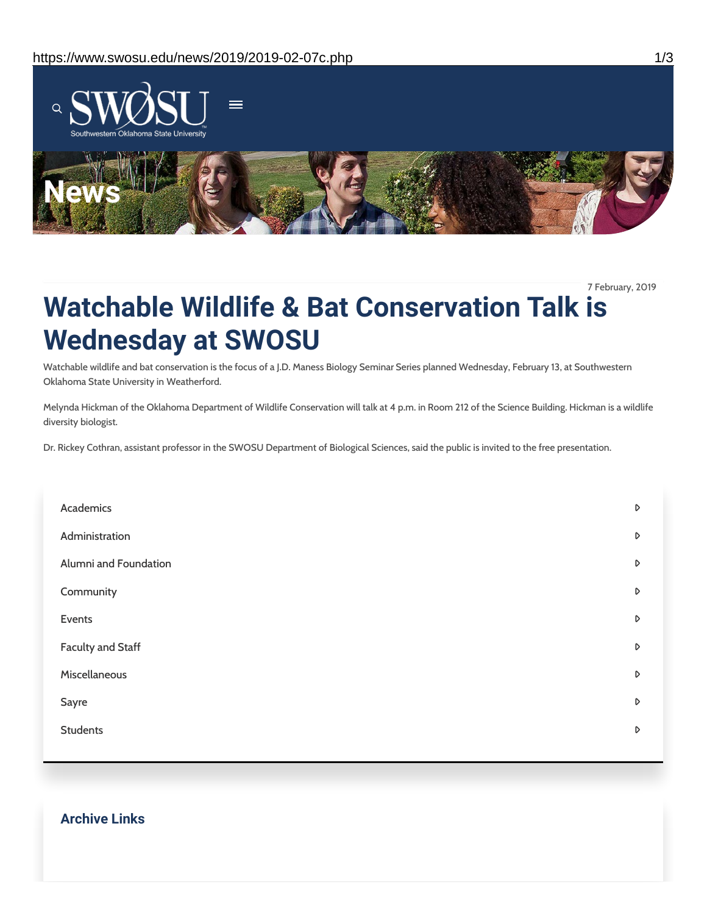# News

7 February, 2019

# Watchable Wildlife & Bat Conservation Talk is Wednesday at SWOSU

Watchable wildlife and bat conservation is the focus of a J.D. Maness Biology Seminar Series planned Wednesday, February 13, at Southwestern Oklahoma State University in Weatherford.

Melynda Hickman of the Oklahoma Department of Wildlife Conservation will talk at 4 p.m. in Room 212 of the Science Building. Hickman is a wildlife diversity biologist.

Dr. Rickey Cothran, assistant professor in the SWOSU Department of Biological Sciences, said the public is invited to the free presentation.

- Academics
- Administration
- Alumni and Foundation
- Community
- Events
- Faculty and Staff
- Miscellaneous
- Sayre
- Students

## Archive Links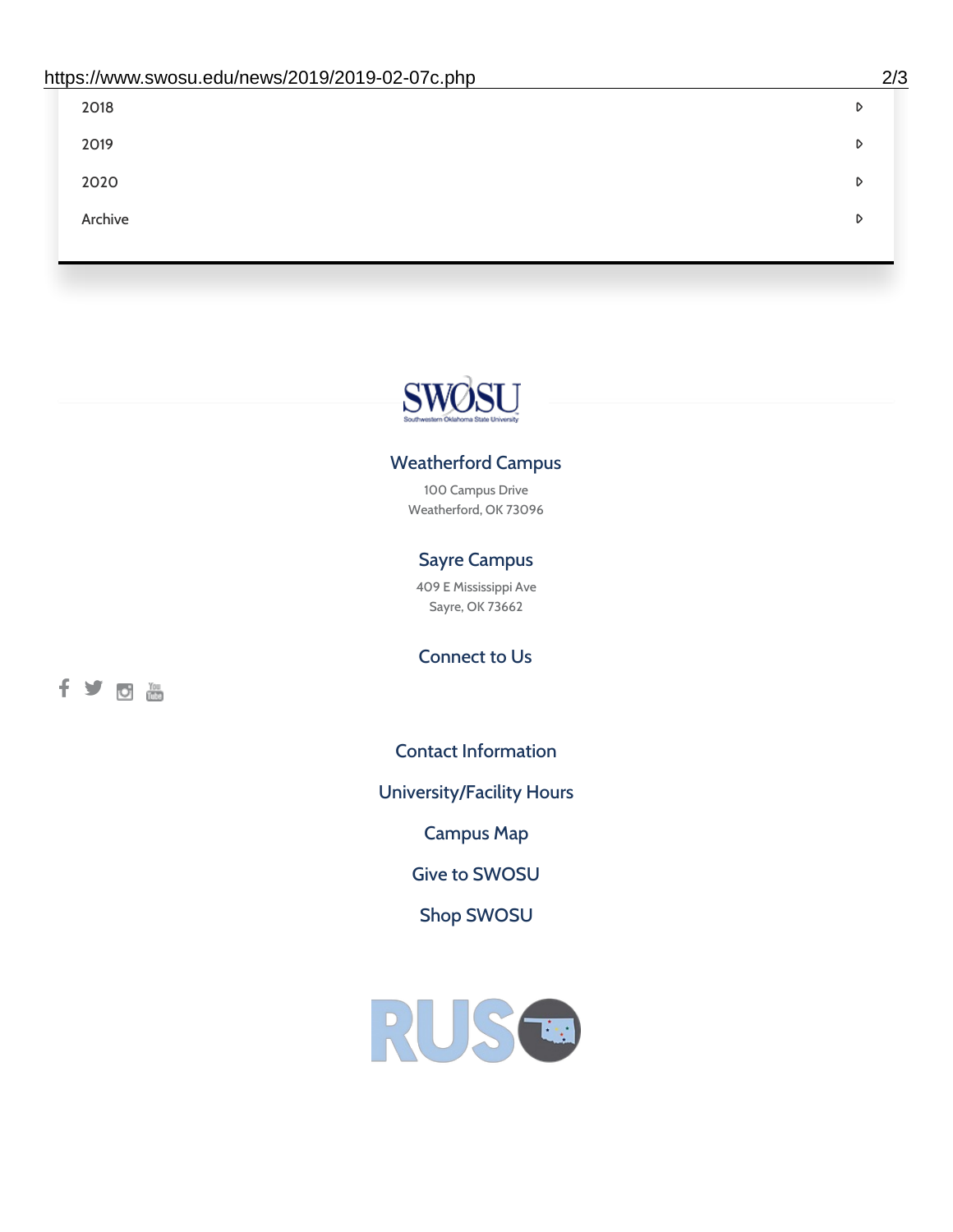2018

2019

2020

Archive

## Weatherford Campus

100 Campus Drive
Weatherford, OK 73096

## Sayre Campus

409 E Mississippi Ave
Sayre, OK 73662

## Connect to Us

Contact Information

University/Facility Hours

Campus Map

Give to SWOSU

Shop SWOSU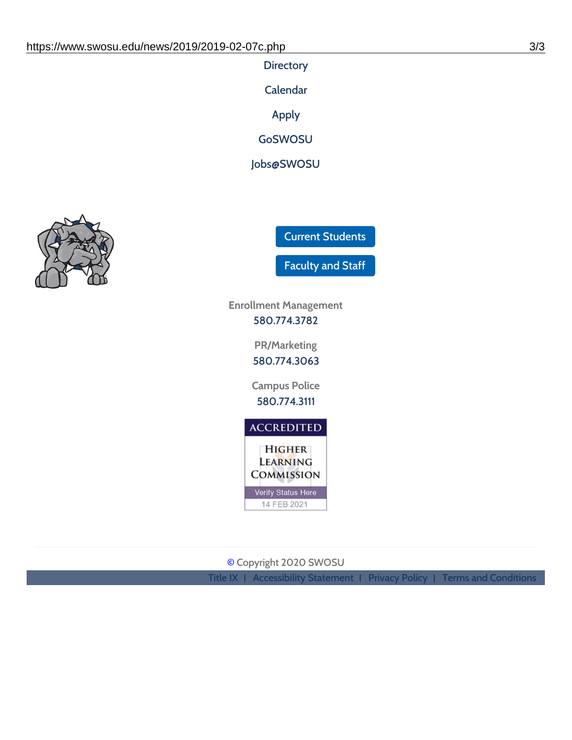Directory

Calendar

Apply

GoSWOSU

Jobs@SWOSU

Current Students

Faculty and Staff

Enrollment Management
580.774.3782

PR/Marketing
580.774.3063

Campus Police
580.774.3111

ACCREDITED
HIGHER LEARNING COMMISSION
Verify Status Here
14 FEB 2021

© Copyright 2020 SWOSU

Title IX | Accessibility Statement | Privacy Policy | Terms and Conditions